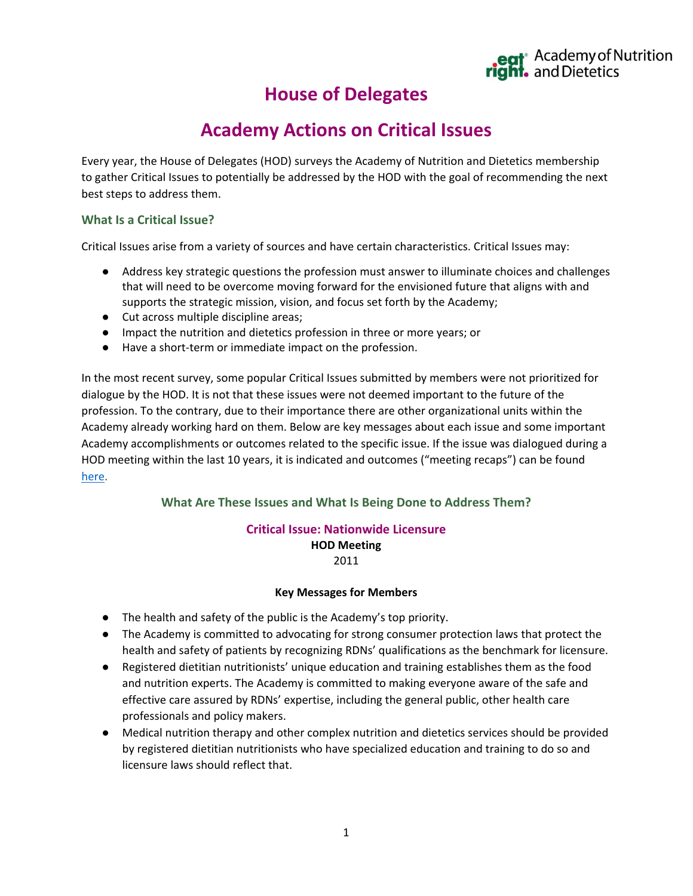# House of Delegates

# Academy Actions on Critical Issues

Every year, the House of Delegates (HOD) surveys the Academy of Nutrition and Dietetics membership to gather Critical Issues to potentially be addressed by the HOD with the goal of recommending the next best steps to address them.

### What Is a Critical Issue?

Critical Issues arise from a variety of sources and have certain characteristics. Critical Issues may:

- Address key strategic questions the profession must answer to illuminate choices and challenges that will need to be overcome moving forward for the envisioned future that aligns with and supports the strategic mission, vision, and focus set forth by the Academy;
- Cut across multiple discipline areas;
- Impact the nutrition and dietetics profession in three or more years; or
- Have a short-term or immediate impact on the profession.

In the most recent survey, some popular Critical Issues submitted by members were not prioritized for dialogue by the HOD. It is not that these issues were not deemed important to the future of the profession. To the contrary, due to their importance there are other organizational units within the Academy already working hard on them. Below are key messages about each issue and some important Academy accomplishments or outcomes related to the specific issue. If the issue was dialogued during a HOD meeting within the last 10 years, it is indicated and outcomes ("meeting recaps") can be found here.

### What Are These Issues and What Is Being Done to Address Them?

## Critical Issue: Nationwide Licensure

**HOD Meeting**

2011

**Key Messages for Members**

- The health and safety of the public is the Academy's top priority.
- The Academy is committed to advocating for strong consumer protection laws that protect the health and safety of patients by recognizing RDNs' qualifications as the benchmark for licensure.
- Registered dietitian nutritionists' unique education and training establishes them as the food and nutrition experts. The Academy is committed to making everyone aware of the safe and effective care assured by RDNs' expertise, including the general public, other health care professionals and policy makers.
- Medical nutrition therapy and other complex nutrition and dietetics services should be provided by registered dietitian nutritionists who have specialized education and training to do so and licensure laws should reflect that.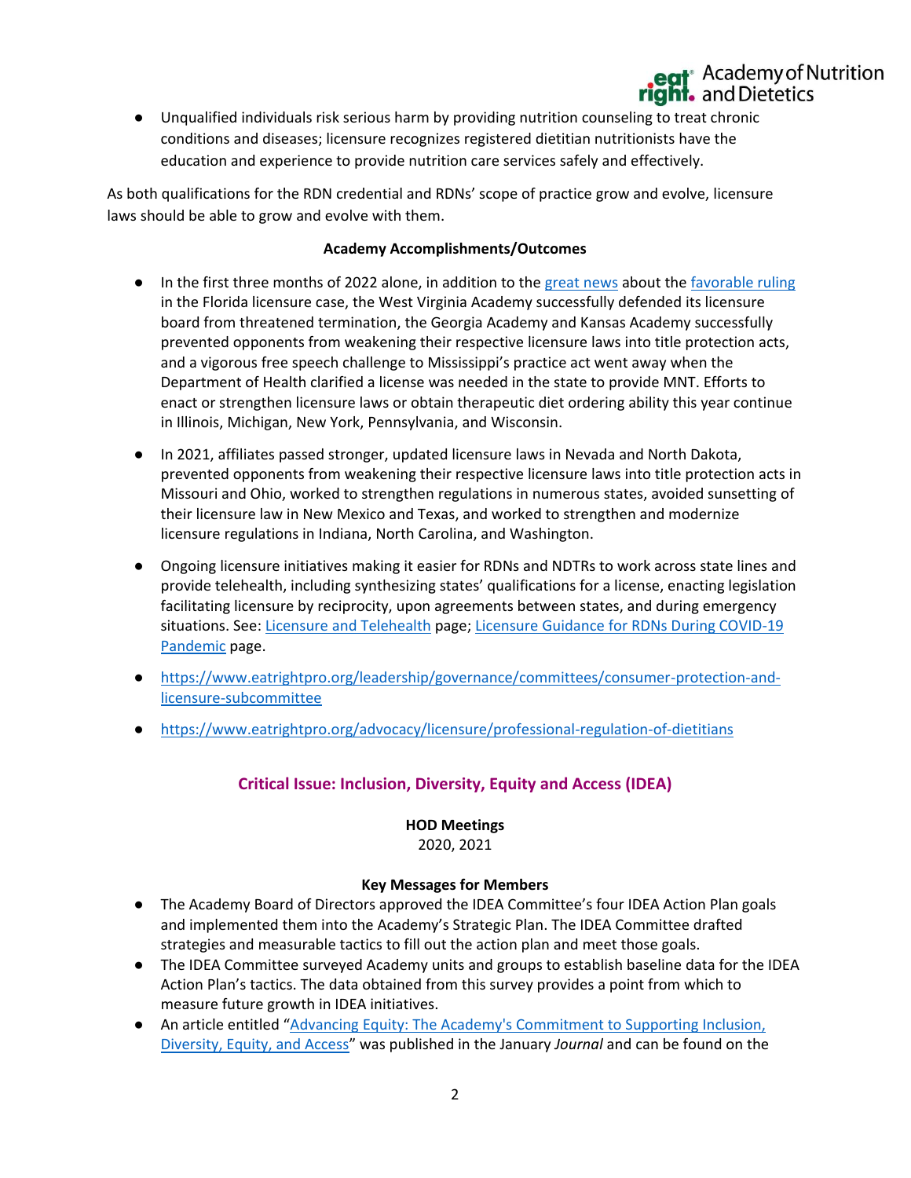- Unqualified individuals risk serious harm by providing nutrition counseling to treat chronic conditions and diseases; licensure recognizes registered dietitian nutritionists have the education and experience to provide nutrition care services safely and effectively.

As both qualifications for the RDN credential and RDNs' scope of practice grow and evolve, licensure laws should be able to grow and evolve with them.

**Academy Accomplishments/Outcomes**

- In the first three months of 2022 alone, in addition to the [great news]() about the [favorable ruling]() in the Florida licensure case, the West Virginia Academy successfully defended its licensure board from threatened termination, the Georgia Academy and Kansas Academy successfully prevented opponents from weakening their respective licensure laws into title protection acts, and a vigorous free speech challenge to Mississippi's practice act went away when the Department of Health clarified a license was needed in the state to provide MNT. Efforts to enact or strengthen licensure laws or obtain therapeutic diet ordering ability this year continue in Illinois, Michigan, New York, Pennsylvania, and Wisconsin.
- In 2021, affiliates passed stronger, updated licensure laws in Nevada and North Dakota, prevented opponents from weakening their respective licensure laws into title protection acts in Missouri and Ohio, worked to strengthen regulations in numerous states, avoided sunsetting of their licensure law in New Mexico and Texas, and worked to strengthen and modernize licensure regulations in Indiana, North Carolina, and Washington.
- Ongoing licensure initiatives making it easier for RDNs and NDTRs to work across state lines and provide telehealth, including synthesizing states' qualifications for a license, enacting legislation facilitating licensure by reciprocity, upon agreements between states, and during emergency situations. See: [Licensure and Telehealth]() page; [Licensure Guidance for RDNs During COVID-19 Pandemic]() page.
- https://www.eatrightpro.org/leadership/governance/committees/consumer-protection-and-licensure-subcommittee
- https://www.eatrightpro.org/advocacy/licensure/professional-regulation-of-dietitians

## Critical Issue: Inclusion, Diversity, Equity and Access (IDEA)

**HOD Meetings**
2020, 2021

**Key Messages for Members**

- The Academy Board of Directors approved the IDEA Committee's four IDEA Action Plan goals and implemented them into the Academy's Strategic Plan. The IDEA Committee drafted strategies and measurable tactics to fill out the action plan and meet those goals.
- The IDEA Committee surveyed Academy units and groups to establish baseline data for the IDEA Action Plan's tactics. The data obtained from this survey provides a point from which to measure future growth in IDEA initiatives.
- An article entitled "[Advancing Equity: The Academy's Commitment to Supporting Inclusion, Diversity, Equity, and Access]()" was published in the January *Journal* and can be found on the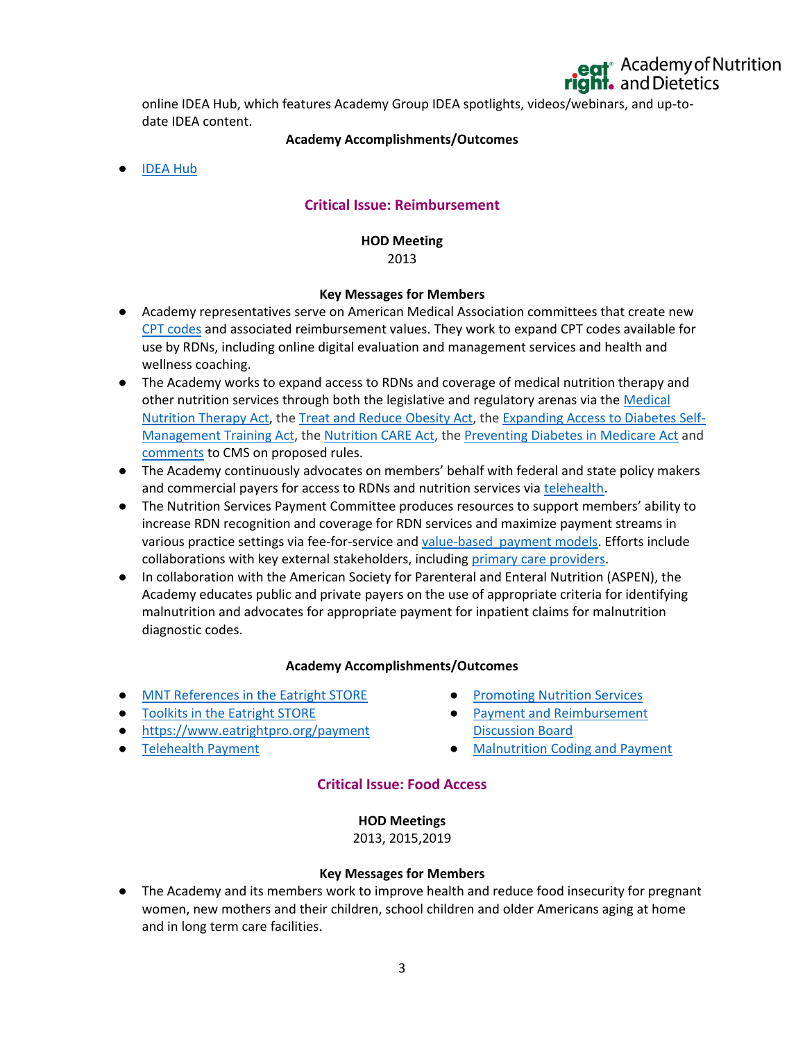online IDEA Hub, which features Academy Group IDEA spotlights, videos/webinars, and up-to-date IDEA content.

**Academy Accomplishments/Outcomes**

- IDEA Hub

## Critical Issue: Reimbursement

**HOD Meeting**
2013

**Key Messages for Members**

- Academy representatives serve on American Medical Association committees that create new CPT codes and associated reimbursement values. They work to expand CPT codes available for use by RDNs, including online digital evaluation and management services and health and wellness coaching.
- The Academy works to expand access to RDNs and coverage of medical nutrition therapy and other nutrition services through both the legislative and regulatory arenas via the Medical Nutrition Therapy Act, the Treat and Reduce Obesity Act, the Expanding Access to Diabetes Self-Management Training Act, the Nutrition CARE Act, the Preventing Diabetes in Medicare Act and comments to CMS on proposed rules.
- The Academy continuously advocates on members' behalf with federal and state policy makers and commercial payers for access to RDNs and nutrition services via telehealth.
- The Nutrition Services Payment Committee produces resources to support members' ability to increase RDN recognition and coverage for RDN services and maximize payment streams in various practice settings via fee-for-service and value-based payment models. Efforts include collaborations with key external stakeholders, including primary care providers.
- In collaboration with the American Society for Parenteral and Enteral Nutrition (ASPEN), the Academy educates public and private payers on the use of appropriate criteria for identifying malnutrition and advocates for appropriate payment for inpatient claims for malnutrition diagnostic codes.

**Academy Accomplishments/Outcomes**

- MNT References in the Eatright STORE
- Toolkits in the Eatright STORE
- https://www.eatrightpro.org/payment
- Telehealth Payment
- Promoting Nutrition Services
- Payment and Reimbursement Discussion Board
- Malnutrition Coding and Payment

## Critical Issue: Food Access

**HOD Meetings**
2013, 2015,2019

**Key Messages for Members**

- The Academy and its members work to improve health and reduce food insecurity for pregnant women, new mothers and their children, school children and older Americans aging at home and in long term care facilities.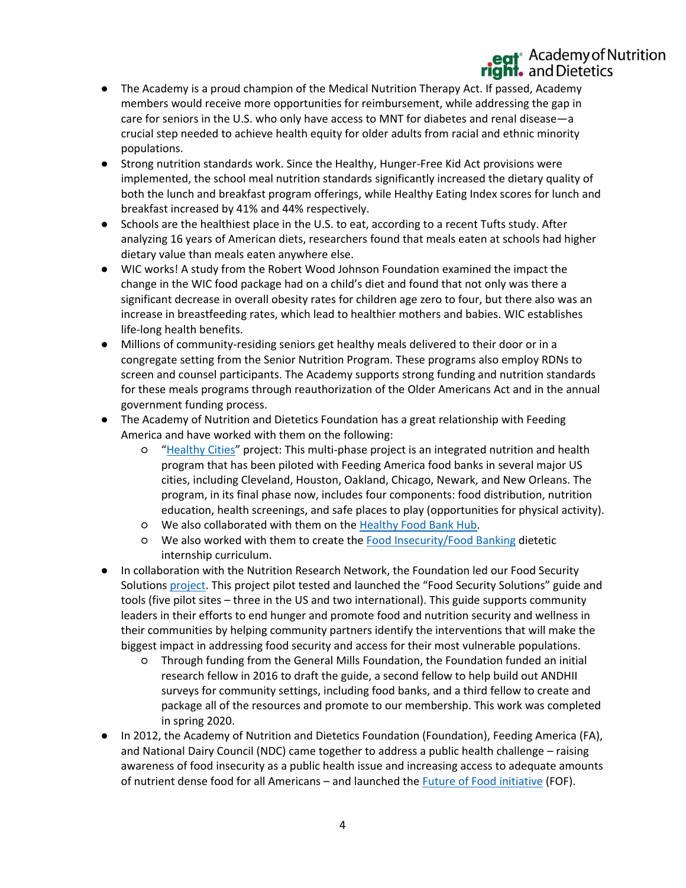- The Academy is a proud champion of the Medical Nutrition Therapy Act. If passed, Academy members would receive more opportunities for reimbursement, while addressing the gap in care for seniors in the U.S. who only have access to MNT for diabetes and renal disease—a crucial step needed to achieve health equity for older adults from racial and ethnic minority populations.
- Strong nutrition standards work. Since the Healthy, Hunger-Free Kid Act provisions were implemented, the school meal nutrition standards significantly increased the dietary quality of both the lunch and breakfast program offerings, while Healthy Eating Index scores for lunch and breakfast increased by 41% and 44% respectively.
- Schools are the healthiest place in the U.S. to eat, according to a recent Tufts study. After analyzing 16 years of American diets, researchers found that meals eaten at schools had higher dietary value than meals eaten anywhere else.
- WIC works! A study from the Robert Wood Johnson Foundation examined the impact the change in the WIC food package had on a child's diet and found that not only was there a significant decrease in overall obesity rates for children age zero to four, but there also was an increase in breastfeeding rates, which lead to healthier mothers and babies. WIC establishes life-long health benefits.
- Millions of community-residing seniors get healthy meals delivered to their door or in a congregate setting from the Senior Nutrition Program. These programs also employ RDNs to screen and counsel participants. The Academy supports strong funding and nutrition standards for these meals programs through reauthorization of the Older Americans Act and in the annual government funding process.
- The Academy of Nutrition and Dietetics Foundation has a great relationship with Feeding America and have worked with them on the following:
    - "Healthy Cities" project: This multi-phase project is an integrated nutrition and health program that has been piloted with Feeding America food banks in several major US cities, including Cleveland, Houston, Oakland, Chicago, Newark, and New Orleans. The program, in its final phase now, includes four components: food distribution, nutrition education, health screenings, and safe places to play (opportunities for physical activity).
    - We also collaborated with them on the Healthy Food Bank Hub.
    - We also worked with them to create the Food Insecurity/Food Banking dietetic internship curriculum.
- In collaboration with the Nutrition Research Network, the Foundation led our Food Security Solutions project. This project pilot tested and launched the "Food Security Solutions" guide and tools (five pilot sites – three in the US and two international). This guide supports community leaders in their efforts to end hunger and promote food and nutrition security and wellness in their communities by helping community partners identify the interventions that will make the biggest impact in addressing food security and access for their most vulnerable populations.
    - Through funding from the General Mills Foundation, the Foundation funded an initial research fellow in 2016 to draft the guide, a second fellow to help build out ANDHII surveys for community settings, including food banks, and a third fellow to create and package all of the resources and promote to our membership. This work was completed in spring 2020.
- In 2012, the Academy of Nutrition and Dietetics Foundation (Foundation), Feeding America (FA), and National Dairy Council (NDC) came together to address a public health challenge – raising awareness of food insecurity as a public health issue and increasing access to adequate amounts of nutrient dense food for all Americans – and launched the Future of Food initiative (FOF).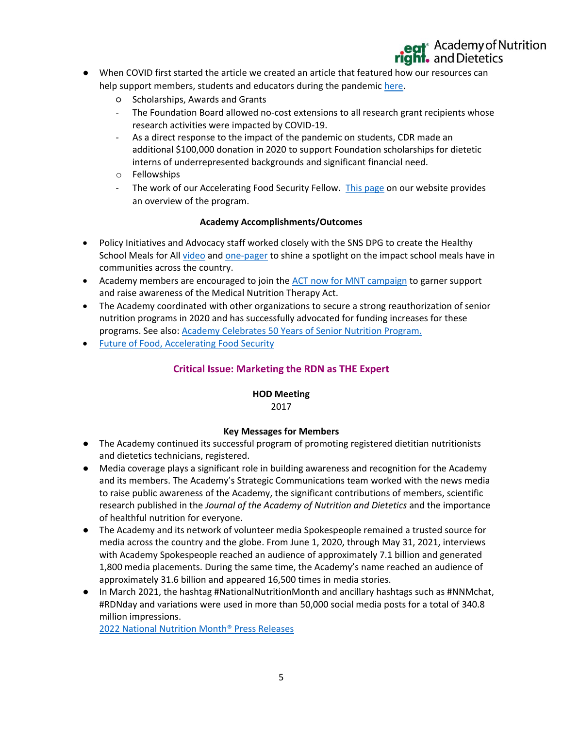- When COVID first started the article we created an article that featured how our resources can help support members, students and educators during the pandemic [here](#).
  - Scholarships, Awards and Grants
    - The Foundation Board allowed no-cost extensions to all research grant recipients whose research activities were impacted by COVID-19.
    - As a direct response to the impact of the pandemic on students, CDR made an additional $100,000 donation in 2020 to support Foundation scholarships for dietetic interns of underrepresented backgrounds and significant financial need.
  - Fellowships
    - The work of our Accelerating Food Security Fellow. [This page](#) on our website provides an overview of the program.

**Academy Accomplishments/Outcomes**

- Policy Initiatives and Advocacy staff worked closely with the SNS DPG to create the Healthy School Meals for All [video](#) and [one-pager](#) to shine a spotlight on the impact school meals have in communities across the country.
- Academy members are encouraged to join the [ACT now for MNT campaign](#) to garner support and raise awareness of the Medical Nutrition Therapy Act.
- The Academy coordinated with other organizations to secure a strong reauthorization of senior nutrition programs in 2020 and has successfully advocated for funding increases for these programs. See also: [Academy Celebrates 50 Years of Senior Nutrition Program.](#)
- [Future of Food, Accelerating Food Security](#)

## Critical Issue: Marketing the RDN as THE Expert

**HOD Meeting**
2017

**Key Messages for Members**

- The Academy continued its successful program of promoting registered dietitian nutritionists and dietetics technicians, registered.
- Media coverage plays a significant role in building awareness and recognition for the Academy and its members. The Academy's Strategic Communications team worked with the news media to raise public awareness of the Academy, the significant contributions of members, scientific research published in the *Journal of the Academy of Nutrition and Dietetics* and the importance of healthful nutrition for everyone.
- The Academy and its network of volunteer media Spokespeople remained a trusted source for media across the country and the globe. From June 1, 2020, through May 31, 2021, interviews with Academy Spokespeople reached an audience of approximately 7.1 billion and generated 1,800 media placements. During the same time, the Academy's name reached an audience of approximately 31.6 billion and appeared 16,500 times in media stories.
- In March 2021, the hashtag #NationalNutritionMonth and ancillary hashtags such as #NNMchat, #RDNday and variations were used in more than 50,000 social media posts for a total of 340.8 million impressions.
  [2022 National Nutrition Month® Press Releases](#)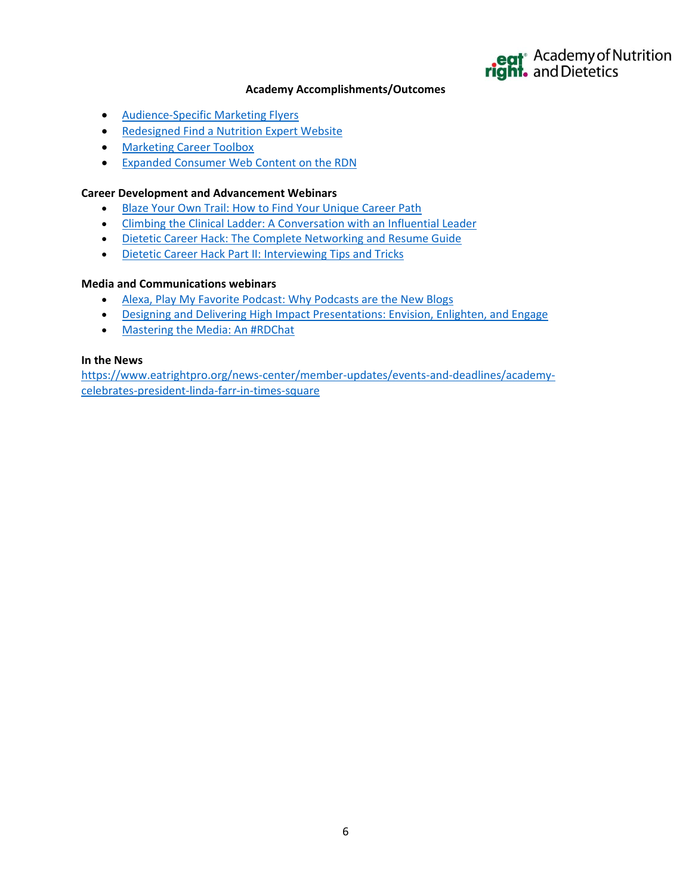**Academy Accomplishments/Outcomes**

- Audience-Specific Marketing Flyers
- Redesigned Find a Nutrition Expert Website
- Marketing Career Toolbox
- Expanded Consumer Web Content on the RDN

**Career Development and Advancement Webinars**

- Blaze Your Own Trail: How to Find Your Unique Career Path
- Climbing the Clinical Ladder: A Conversation with an Influential Leader
- Dietetic Career Hack: The Complete Networking and Resume Guide
- Dietetic Career Hack Part II: Interviewing Tips and Tricks

**Media and Communications webinars**

- Alexa, Play My Favorite Podcast: Why Podcasts are the New Blogs
- Designing and Delivering High Impact Presentations: Envision, Enlighten, and Engage
- Mastering the Media: An #RDChat

**In the News**

https://www.eatrightpro.org/news-center/member-updates/events-and-deadlines/academy-celebrates-president-linda-farr-in-times-square